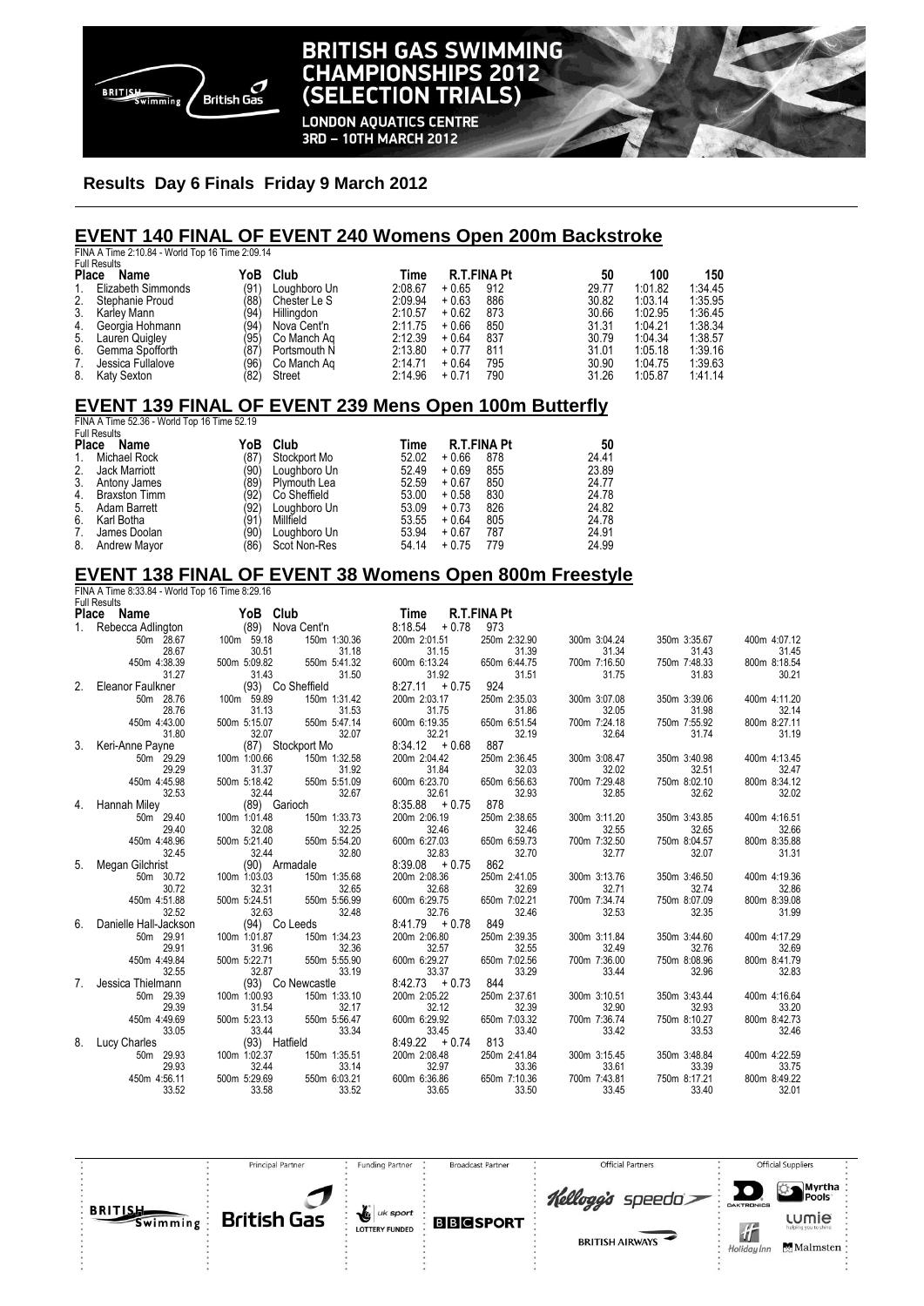# BRITISH GAS SWIMMING CHAMPIONSHIPS 2012 (SELECTION TRIALS)

LONDON AQUATICS CENTRE
3RD – 10TH MARCH 2012

**Results Day 6 Finals Friday 9 March 2012**

## EVENT 140 FINAL OF EVENT 240 Womens Open 200m Backstroke

FINA A Time 2:10.84 - World Top 16 Time 2:09.14

Full Results

| Place | Name | YoB | Club | Time | R.T. | FINA Pt | 50 | 100 | 150 |
|---|---|---|---|---|---|---|---|---|---|
| 1. | Elizabeth Simmonds | (91) | Loughboro Un | 2:08.67 | + 0.65 | 912 | 29.77 | 1:01.82 | 1:34.45 |
| 2. | Stephanie Proud | (88) | Chester Le S | 2:09.94 | + 0.63 | 886 | 30.82 | 1:03.14 | 1:35.95 |
| 3. | Karley Mann | (94) | Hillingdon | 2:10.57 | + 0.62 | 873 | 30.66 | 1:02.95 | 1:36.45 |
| 4. | Georgia Hohmann | (94) | Nova Cent'n | 2:11.75 | + 0.66 | 850 | 31.31 | 1:04.21 | 1:38.34 |
| 5. | Lauren Quigley | (95) | Co Manch Aq | 2:12.39 | + 0.64 | 837 | 30.79 | 1:04.34 | 1:38.57 |
| 6. | Gemma Spofforth | (87) | Portsmouth N | 2:13.80 | + 0.77 | 811 | 31.01 | 1:05.18 | 1:39.16 |
| 7. | Jessica Fullalove | (96) | Co Manch Aq | 2:14.71 | + 0.64 | 795 | 30.90 | 1:04.75 | 1:39.63 |
| 8. | Katy Sexton | (82) | Street | 2:14.96 | + 0.71 | 790 | 31.26 | 1:05.87 | 1:41.14 |

## EVENT 139 FINAL OF EVENT 239 Mens Open 100m Butterfly

FINA A Time 52.36 - World Top 16 Time 52.19

Full Results

| Place | Name | YoB | Club | Time | R.T. | FINA Pt | 50 |
|---|---|---|---|---|---|---|---|
| 1. | Michael Rock | (87) | Stockport Mo | 52.02 | + 0.66 | 878 | 24.41 |
| 2. | Jack Marriott | (90) | Loughboro Un | 52.49 | + 0.69 | 855 | 23.89 |
| 3. | Antony James | (89) | Plymouth Lea | 52.59 | + 0.67 | 850 | 24.77 |
| 4. | Braxston Timm | (92) | Co Sheffield | 53.00 | + 0.58 | 830 | 24.78 |
| 5. | Adam Barrett | (92) | Loughboro Un | 53.09 | + 0.73 | 826 | 24.82 |
| 6. | Karl Botha | (91) | Millfield | 53.55 | + 0.64 | 805 | 24.78 |
| 7. | James Doolan | (90) | Loughboro Un | 53.94 | + 0.67 | 787 | 24.91 |
| 8. | Andrew Mayor | (86) | Scot Non-Res | 54.14 | + 0.75 | 779 | 24.99 |

## EVENT 138 FINAL OF EVENT 38 Womens Open 800m Freestyle

FINA A Time 8:33.84 - World Top 16 Time 8:29.16

Full Results

| Place | Name | YoB | Club | Time | R.T. | FINA Pt |
|---|---|---|---|---|---|---|
| 1. | Rebecca Adlington | (89) | Nova Cent'n | 8:18.54 | + 0.78 | 973 |
| 2. | Eleanor Faulkner | (93) | Co Sheffield | 8:27.11 | + 0.75 | 924 |
| 3. | Keri-Anne Payne | (87) | Stockport Mo | 8:34.12 | + 0.68 | 887 |
| 4. | Hannah Miley | (89) | Garioch | 8:35.88 | + 0.75 | 878 |
| 5. | Megan Gilchrist | (90) | Armadale | 8:39.08 | + 0.75 | 862 |
| 6. | Danielle Hall-Jackson | (94) | Co Leeds | 8:41.79 | + 0.78 | 849 |
| 7. | Jessica Thielmann | (93) | Co Newcastle | 8:42.73 | + 0.73 | 844 |
| 8. | Lucy Charles | (93) | Hatfield | 8:49.22 | + 0.74 | 813 |

Splits:

| Place | 50m | 100m | 150m | 200m | 250m | 300m | 350m | 400m |
|---|---|---|---|---|---|---|---|---|
| 1. | 28.67 (28.67) | 59.18 (30.51) | 1:30.36 (31.18) | 2:01.51 (31.15) | 2:32.90 (31.39) | 3:04.24 (31.34) | 3:35.67 (31.43) | 4:07.12 (31.45) |
| 2. | 28.76 (28.76) | 59.89 (31.13) | 1:31.42 (31.53) | 2:03.17 (31.75) | 2:35.03 (31.86) | 3:07.08 (32.05) | 3:39.06 (31.98) | 4:11.20 (32.14) |
| 3. | 29.29 (29.29) | 1:00.66 (31.37) | 1:32.58 (31.92) | 2:04.42 (31.84) | 2:36.45 (32.03) | 3:08.47 (32.02) | 3:40.98 (32.51) | 4:13.45 (32.47) |
| 4. | 29.40 (29.40) | 1:01.48 (32.08) | 1:33.73 (32.25) | 2:06.19 (32.46) | 2:38.65 (32.46) | 3:11.20 (32.55) | 3:43.85 (32.65) | 4:16.51 (32.66) |
| 5. | 30.72 (30.72) | 1:03.03 (32.31) | 1:35.68 (32.65) | 2:08.36 (32.68) | 2:41.05 (32.69) | 3:13.76 (32.71) | 3:46.50 (32.74) | 4:19.36 (32.86) |
| 6. | 29.91 (29.91) | 1:01.87 (31.96) | 1:34.23 (32.36) | 2:06.80 (32.57) | 2:39.35 (32.55) | 3:11.84 (32.49) | 3:44.60 (32.76) | 4:17.29 (32.69) |
| 7. | 29.39 (29.39) | 1:00.93 (31.54) | 1:33.10 (32.17) | 2:05.22 (32.12) | 2:37.61 (32.39) | 3:10.51 (32.90) | 3:43.44 (32.93) | 4:16.64 (33.20) |
| 8. | 29.93 (29.93) | 1:02.37 (32.44) | 1:35.51 (33.14) | 2:08.48 (32.97) | 2:41.84 (33.36) | 3:15.45 (33.61) | 3:48.84 (33.39) | 4:22.59 (33.75) |

| Place | 450m | 500m | 550m | 600m | 650m | 700m | 750m | 800m |
|---|---|---|---|---|---|---|---|---|
| 1. | 4:38.39 (31.27) | 5:09.82 (31.43) | 5:41.32 (31.50) | 6:13.24 (31.92) | 6:44.75 (31.51) | 7:16.50 (31.75) | 7:48.33 (31.83) | 8:18.54 (30.21) |
| 2. | 4:43.00 (31.80) | 5:15.07 (32.07) | 5:47.14 (32.07) | 6:19.35 (32.21) | 6:51.54 (32.19) | 7:24.18 (32.64) | 7:55.92 (31.74) | 8:27.11 (31.19) |
| 3. | 4:45.98 (32.53) | 5:18.42 (32.44) | 5:51.09 (32.67) | 6:23.70 (32.61) | 6:56.63 (32.93) | 7:29.48 (32.85) | 8:02.10 (32.62) | 8:34.12 (32.02) |
| 4. | 4:48.96 (32.45) | 5:21.40 (32.44) | 5:54.20 (32.80) | 6:27.03 (32.83) | 6:59.73 (32.70) | 7:32.50 (32.77) | 8:04.57 (32.07) | 8:35.88 (31.31) |
| 5. | 4:51.88 (32.52) | 5:24.51 (32.63) | 5:56.99 (32.48) | 6:29.75 (32.76) | 7:02.21 (32.46) | 7:34.74 (32.53) | 8:07.09 (32.35) | 8:39.08 (31.99) |
| 6. | 4:49.84 (32.55) | 5:22.71 (32.87) | 5:55.90 (33.19) | 6:29.27 (33.37) | 7:02.56 (33.29) | 7:36.00 (33.44) | 8:08.96 (32.96) | 8:41.79 (32.83) |
| 7. | 4:49.69 (33.05) | 5:23.13 (33.44) | 5:56.47 (33.34) | 6:29.92 (33.45) | 7:03.32 (33.40) | 7:36.74 (33.42) | 8:10.27 (33.53) | 8:42.73 (32.46) |
| 8. | 4:56.11 (33.52) | 5:29.69 (33.58) | 6:03.21 (33.52) | 6:36.86 (33.65) | 7:10.36 (33.50) | 7:43.81 (33.45) | 8:17.21 (33.40) | 8:49.22 (32.01) |

Principal Partner: British Gas | Funding Partner: UK Sport Lottery Funded | Broadcast Partner: BBC Sport | Official Partners: Kellogg's, Speedo, British Airways | Official Suppliers: Daktronics, Myrtha Pools, Lumie, Holiday Inn, Malmsten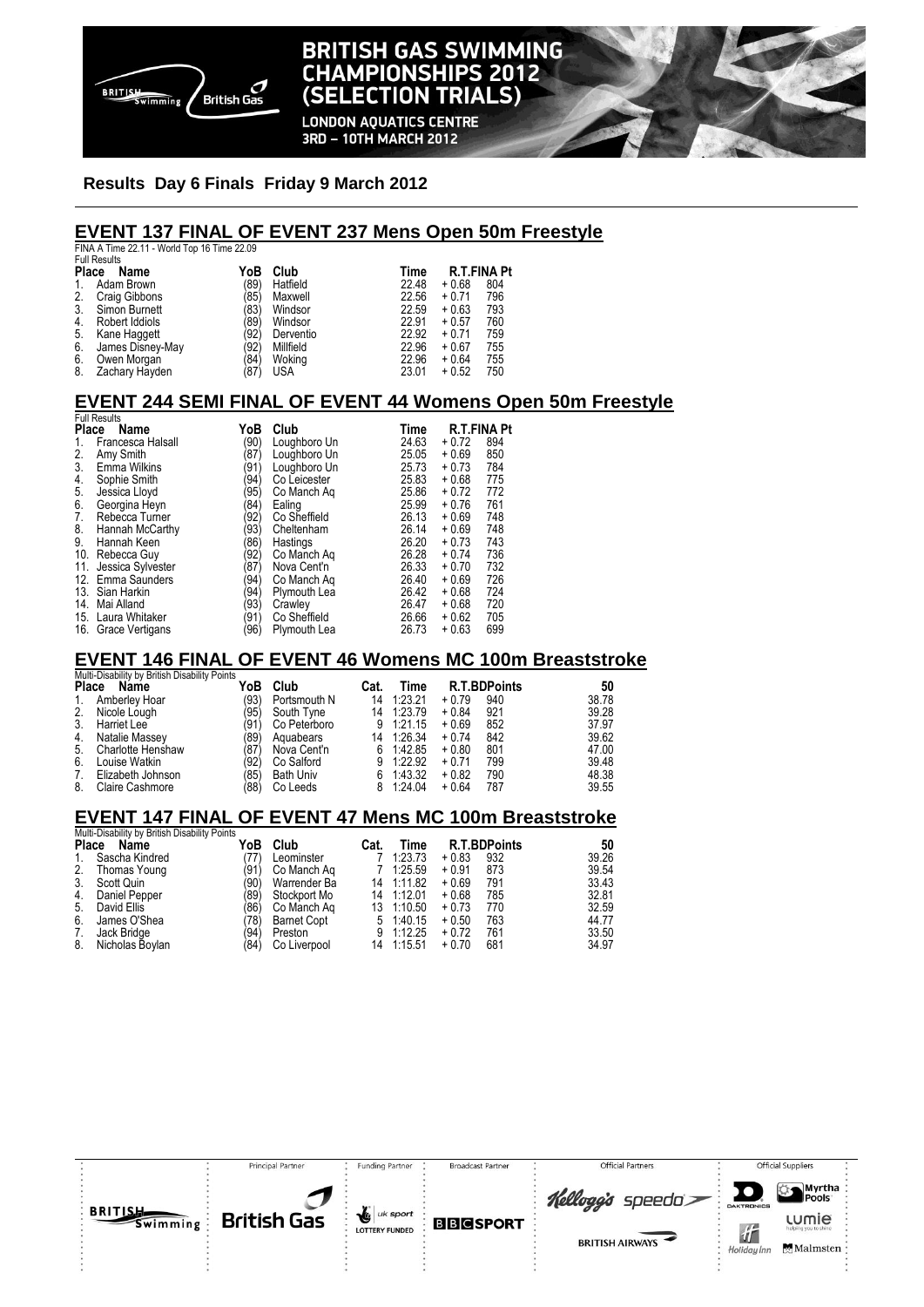**Results Day 6 Finals Friday 9 March 2012**

## EVENT 137 FINAL OF EVENT 237 Mens Open 50m Freestyle

FINA A Time 22.11 - World Top 16 Time 22.09

Full Results

| Place | Name | YoB | Club | Time | R.T. | FINA Pt |
|---|---|---|---|---|---|---|
| 1. | Adam Brown | (89) | Hatfield | 22.48 | + 0.68 | 804 |
| 2. | Craig Gibbons | (85) | Maxwell | 22.56 | + 0.71 | 796 |
| 3. | Simon Burnett | (83) | Windsor | 22.59 | + 0.63 | 793 |
| 4. | Robert Iddiols | (89) | Windsor | 22.91 | + 0.57 | 760 |
| 5. | Kane Haggett | (92) | Derventio | 22.92 | + 0.71 | 759 |
| 6. | James Disney-May | (92) | Millfield | 22.96 | + 0.67 | 755 |
| 6. | Owen Morgan | (84) | Woking | 22.96 | + 0.64 | 755 |
| 8. | Zachary Hayden | (87) | USA | 23.01 | + 0.52 | 750 |

## EVENT 244 SEMI FINAL OF EVENT 44 Womens Open 50m Freestyle

Full Results

| Place | Name | YoB | Club | Time | R.T. | FINA Pt |
|---|---|---|---|---|---|---|
| 1. | Francesca Halsall | (90) | Loughboro Un | 24.63 | + 0.72 | 894 |
| 2. | Amy Smith | (87) | Loughboro Un | 25.05 | + 0.69 | 850 |
| 3. | Emma Wilkins | (91) | Loughboro Un | 25.73 | + 0.73 | 784 |
| 4. | Sophie Smith | (94) | Co Leicester | 25.83 | + 0.68 | 775 |
| 5. | Jessica Lloyd | (95) | Co Manch Aq | 25.86 | + 0.72 | 772 |
| 6. | Georgina Heyn | (84) | Ealing | 25.99 | + 0.76 | 761 |
| 7. | Rebecca Turner | (92) | Co Sheffield | 26.13 | + 0.69 | 748 |
| 8. | Hannah McCarthy | (93) | Cheltenham | 26.14 | + 0.69 | 748 |
| 9. | Hannah Keen | (86) | Hastings | 26.20 | + 0.73 | 743 |
| 10. | Rebecca Guy | (92) | Co Manch Aq | 26.28 | + 0.74 | 736 |
| 11. | Jessica Sylvester | (87) | Nova Cent'n | 26.33 | + 0.70 | 732 |
| 12. | Emma Saunders | (94) | Co Manch Aq | 26.40 | + 0.69 | 726 |
| 13. | Sian Harkin | (94) | Plymouth Lea | 26.42 | + 0.68 | 724 |
| 14. | Mai Alland | (93) | Crawley | 26.47 | + 0.68 | 720 |
| 15. | Laura Whitaker | (91) | Co Sheffield | 26.66 | + 0.62 | 705 |
| 16. | Grace Vertigans | (96) | Plymouth Lea | 26.73 | + 0.63 | 699 |

## EVENT 146 FINAL OF EVENT 46 Womens MC 100m Breaststroke

Multi-Disability by British Disability Points

| Place | Name | YoB | Club | Cat. | Time | R.T. | BDPoints | 50 |
|---|---|---|---|---|---|---|---|---|
| 1. | Amberley Hoar | (93) | Portsmouth N | 14 | 1:23.21 | + 0.79 | 940 | 38.78 |
| 2. | Nicole Lough | (95) | South Tyne | 14 | 1:23.79 | + 0.84 | 921 | 39.28 |
| 3. | Harriet Lee | (91) | Co Peterboro | 9 | 1:21.15 | + 0.69 | 852 | 37.97 |
| 4. | Natalie Massey | (89) | Aquabears | 14 | 1:26.34 | + 0.74 | 842 | 39.62 |
| 5. | Charlotte Henshaw | (87) | Nova Cent'n | 6 | 1:42.85 | + 0.80 | 801 | 47.00 |
| 6. | Louise Watkin | (92) | Co Salford | 9 | 1:22.92 | + 0.71 | 799 | 39.48 |
| 7. | Elizabeth Johnson | (85) | Bath Univ | 6 | 1:43.32 | + 0.82 | 790 | 48.38 |
| 8. | Claire Cashmore | (88) | Co Leeds | 8 | 1:24.04 | + 0.64 | 787 | 39.55 |

## EVENT 147 FINAL OF EVENT 47 Mens MC 100m Breaststroke

Multi-Disability by British Disability Points

| Place | Name | YoB | Club | Cat. | Time | R.T. | BDPoints | 50 |
|---|---|---|---|---|---|---|---|---|
| 1. | Sascha Kindred | (77) | Leominster | 7 | 1:23.73 | + 0.83 | 932 | 39.26 |
| 2. | Thomas Young | (91) | Co Manch Aq | 7 | 1:25.59 | + 0.91 | 873 | 39.54 |
| 3. | Scott Quin | (90) | Warrender Ba | 14 | 1:11.82 | + 0.69 | 791 | 33.43 |
| 4. | Daniel Pepper | (89) | Stockport Mo | 14 | 1:12.01 | + 0.68 | 785 | 32.81 |
| 5. | David Ellis | (86) | Co Manch Aq | 13 | 1:10.50 | + 0.73 | 770 | 32.59 |
| 6. | James O'Shea | (78) | Barnet Copt | 5 | 1:40.15 | + 0.50 | 763 | 44.77 |
| 7. | Jack Bridge | (94) | Preston | 9 | 1:12.25 | + 0.72 | 761 | 33.50 |
| 8. | Nicholas Boylan | (84) | Co Liverpool | 14 | 1:15.51 | + 0.70 | 681 | 34.97 |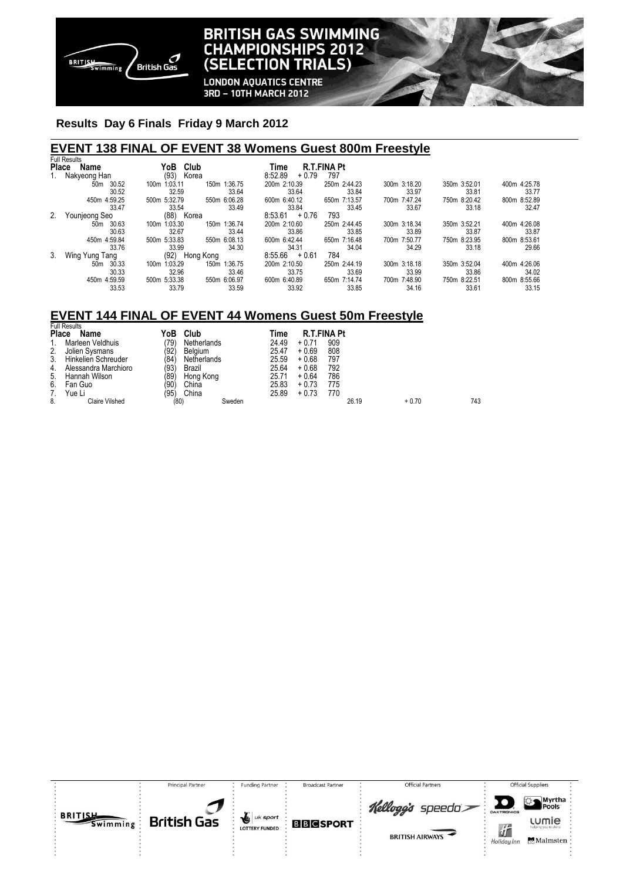## Results Day 6 Finals Friday 9 March 2012

## EVENT 138 FINAL OF EVENT 38 Womens Guest 800m Freestyle

Full Results

| Place | Name | YoB | Club | Time | R.T. | FINA Pt |
|---|---|---|---|---|---|---|
| 1. | Nakyeong Han | (93) | Korea | 8:52.89 | + 0.79 | 797 |
| 2. | Younjeong Seo | (88) | Korea | 8:53.61 | + 0.76 | 793 |
| 3. | Wing Yung Tang | (92) | Hong Kong | 8:55.66 | + 0.61 | 784 |

Splits:

| Name | 50m | 100m | 150m | 200m | 250m | 300m | 350m | 400m |
|---|---|---|---|---|---|---|---|---|
| Nakyeong Han | 30.52 | 1:03.11 | 1:36.75 | 2:10.39 | 2:44.23 | 3:18.20 | 3:52.01 | 4:25.78 |
| | 30.52 | 32.59 | 33.64 | 33.64 | 33.84 | 33.97 | 33.81 | 33.77 |
| Younjeong Seo | 30.63 | 1:03.30 | 1:36.74 | 2:10.60 | 2:44.45 | 3:18.34 | 3:52.21 | 4:26.08 |
| | 30.63 | 32.67 | 33.44 | 33.86 | 33.85 | 33.89 | 33.87 | 33.87 |
| Wing Yung Tang | 30.33 | 1:03.29 | 1:36.75 | 2:10.50 | 2:44.19 | 3:18.18 | 3:52.04 | 4:26.06 |
| | 30.33 | 32.96 | 33.46 | 33.75 | 33.69 | 33.99 | 33.86 | 34.02 |

| Name | 450m | 500m | 550m | 600m | 650m | 700m | 750m | 800m |
|---|---|---|---|---|---|---|---|---|
| Nakyeong Han | 4:59.25 | 5:32.79 | 6:06.28 | 6:40.12 | 7:13.57 | 7:47.24 | 8:20.42 | 8:52.89 |
| | 33.47 | 33.54 | 33.49 | 33.84 | 33.45 | 33.67 | 33.18 | 32.47 |
| Younjeong Seo | 4:59.84 | 5:33.83 | 6:08.13 | 6:42.44 | 7:16.48 | 7:50.77 | 8:23.95 | 8:53.61 |
| | 33.76 | 33.99 | 34.30 | 34.31 | 34.04 | 34.29 | 33.18 | 29.66 |
| Wing Yung Tang | 4:59.59 | 5:33.38 | 6:06.97 | 6:40.89 | 7:14.74 | 7:48.90 | 8:22.51 | 8:55.66 |
| | 33.53 | 33.79 | 33.59 | 33.92 | 33.85 | 34.16 | 33.61 | 33.15 |

## EVENT 144 FINAL OF EVENT 44 Womens Guest 50m Freestyle

Full Results

| Place | Name | YoB | Club | Time | R.T. | FINA Pt |
|---|---|---|---|---|---|---|
| 1. | Marleen Veldhuis | (79) | Netherlands | 24.49 | + 0.71 | 909 |
| 2. | Jolien Sysmans | (92) | Belgium | 25.47 | + 0.69 | 808 |
| 3. | Hinkelien Schreuder | (84) | Netherlands | 25.59 | + 0.68 | 797 |
| 4. | Alessandra Marchioro | (93) | Brazil | 25.64 | + 0.68 | 792 |
| 5. | Hannah Wilson | (89) | Hong Kong | 25.71 | + 0.64 | 786 |
| 6. | Fan Guo | (90) | China | 25.83 | + 0.73 | 775 |
| 7. | Yue Li | (95) | China | 25.89 | + 0.73 | 770 |
| 8. | Claire Vilshed | (80) | Sweden | 26.19 | + 0.70 | 743 |